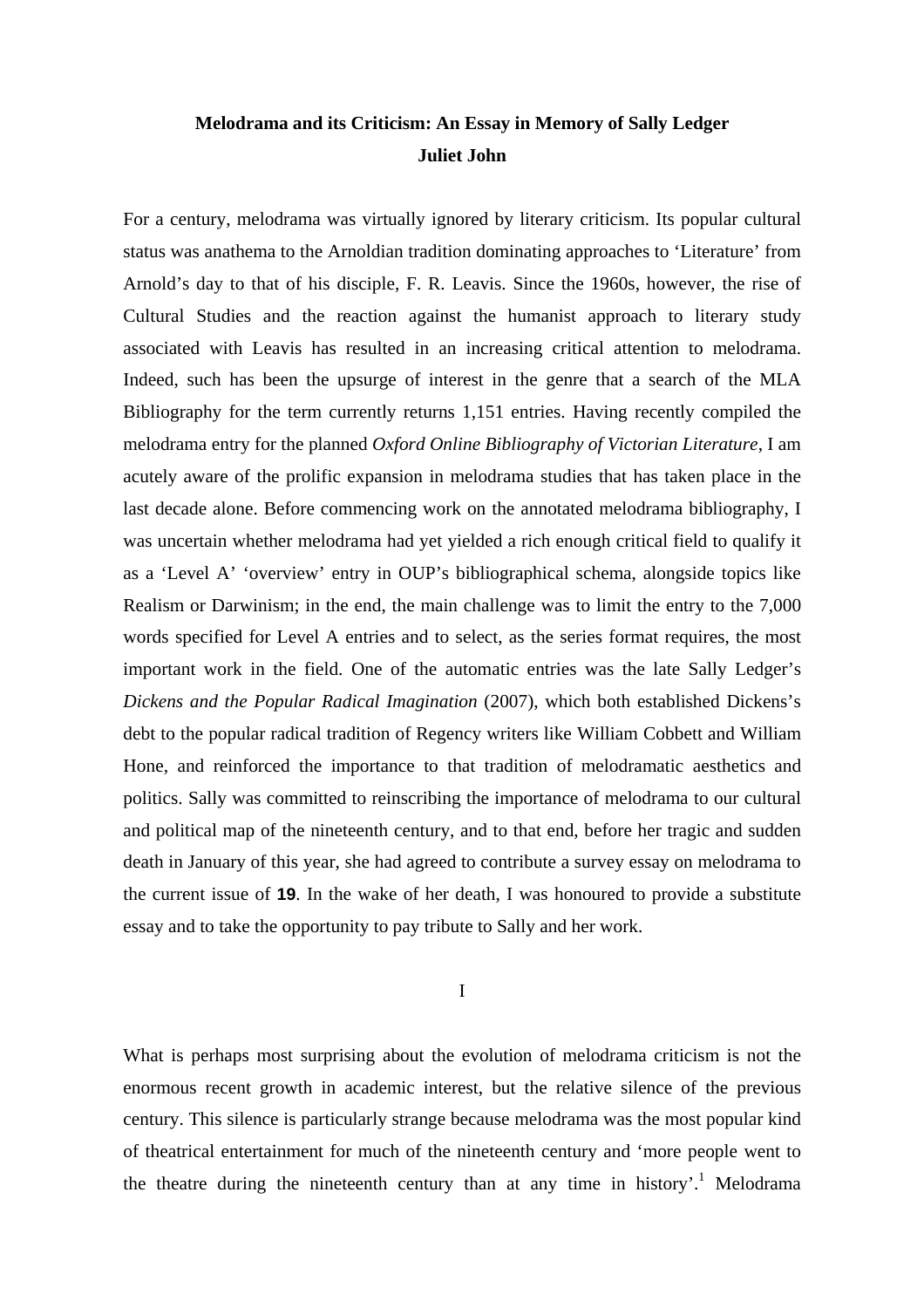# Melodrama and its Criticism: An Essay in Memory of Sally Ledger

**Juliet John**

For a century, melodrama was virtually ignored by literary criticism. Its popular cultural status was anathema to the Arnoldian tradition dominating approaches to 'Literature' from Arnold's day to that of his disciple, F. R. Leavis. Since the 1960s, however, the rise of Cultural Studies and the reaction against the humanist approach to literary study associated with Leavis has resulted in an increasing critical attention to melodrama. Indeed, such has been the upsurge of interest in the genre that a search of the MLA Bibliography for the term currently returns 1,151 entries. Having recently compiled the melodrama entry for the planned *Oxford Online Bibliography of Victorian Literature*, I am acutely aware of the prolific expansion in melodrama studies that has taken place in the last decade alone. Before commencing work on the annotated melodrama bibliography, I was uncertain whether melodrama had yet yielded a rich enough critical field to qualify it as a 'Level A' 'overview' entry in OUP's bibliographical schema, alongside topics like Realism or Darwinism; in the end, the main challenge was to limit the entry to the 7,000 words specified for Level A entries and to select, as the series format requires, the most important work in the field. One of the automatic entries was the late Sally Ledger's *Dickens and the Popular Radical Imagination* (2007), which both established Dickens's debt to the popular radical tradition of Regency writers like William Cobbett and William Hone, and reinforced the importance to that tradition of melodramatic aesthetics and politics. Sally was committed to reinscribing the importance of melodrama to our cultural and political map of the nineteenth century, and to that end, before her tragic and sudden death in January of this year, she had agreed to contribute a survey essay on melodrama to the current issue of **19**. In the wake of her death, I was honoured to provide a substitute essay and to take the opportunity to pay tribute to Sally and her work.

## I

What is perhaps most surprising about the evolution of melodrama criticism is not the enormous recent growth in academic interest, but the relative silence of the previous century. This silence is particularly strange because melodrama was the most popular kind of theatrical entertainment for much of the nineteenth century and 'more people went to the theatre during the nineteenth century than at any time in history'.[1] Melodrama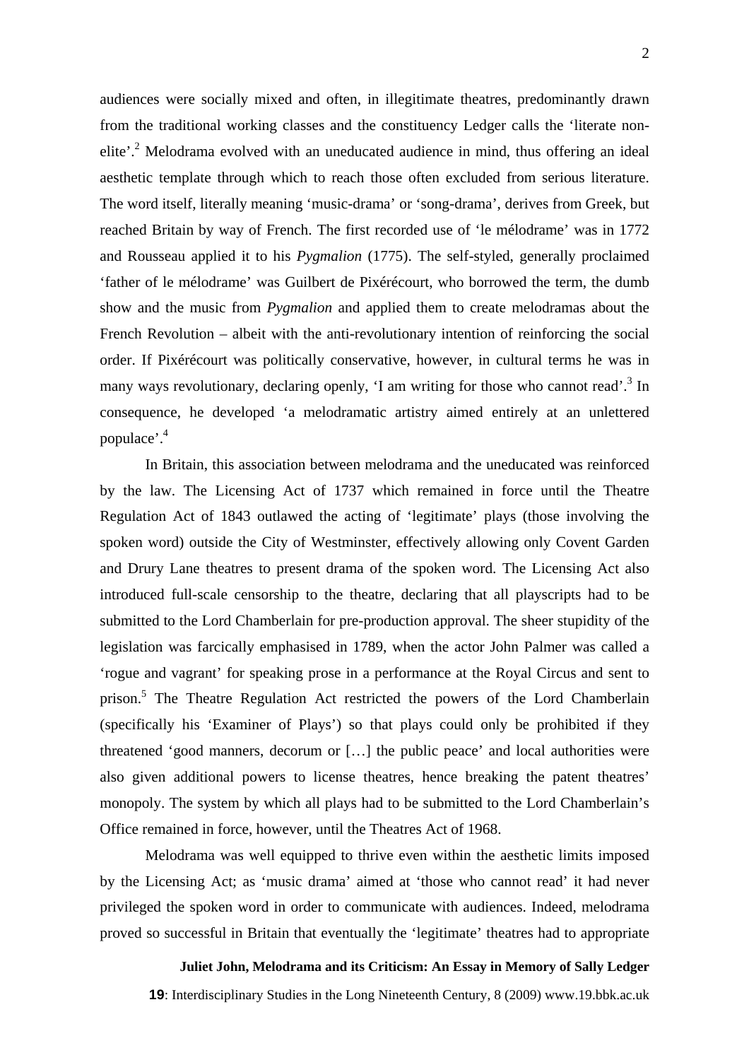audiences were socially mixed and often, in illegitimate theatres, predominantly drawn from the traditional working classes and the constituency Ledger calls the 'literate non-elite'.[2] Melodrama evolved with an uneducated audience in mind, thus offering an ideal aesthetic template through which to reach those often excluded from serious literature. The word itself, literally meaning 'music-drama' or 'song-drama', derives from Greek, but reached Britain by way of French. The first recorded use of 'le mélodrame' was in 1772 and Rousseau applied it to his *Pygmalion* (1775). The self-styled, generally proclaimed 'father of le mélodrame' was Guilbert de Pixérécourt, who borrowed the term, the dumb show and the music from *Pygmalion* and applied them to create melodramas about the French Revolution – albeit with the anti-revolutionary intention of reinforcing the social order. If Pixérécourt was politically conservative, however, in cultural terms he was in many ways revolutionary, declaring openly, 'I am writing for those who cannot read'.[3] In consequence, he developed 'a melodramatic artistry aimed entirely at an unlettered populace'.[4]

In Britain, this association between melodrama and the uneducated was reinforced by the law. The Licensing Act of 1737 which remained in force until the Theatre Regulation Act of 1843 outlawed the acting of 'legitimate' plays (those involving the spoken word) outside the City of Westminster, effectively allowing only Covent Garden and Drury Lane theatres to present drama of the spoken word. The Licensing Act also introduced full-scale censorship to the theatre, declaring that all playscripts had to be submitted to the Lord Chamberlain for pre-production approval. The sheer stupidity of the legislation was farcically emphasised in 1789, when the actor John Palmer was called a 'rogue and vagrant' for speaking prose in a performance at the Royal Circus and sent to prison.[5] The Theatre Regulation Act restricted the powers of the Lord Chamberlain (specifically his 'Examiner of Plays') so that plays could only be prohibited if they threatened 'good manners, decorum or […] the public peace' and local authorities were also given additional powers to license theatres, hence breaking the patent theatres' monopoly. The system by which all plays had to be submitted to the Lord Chamberlain's Office remained in force, however, until the Theatres Act of 1968.

Melodrama was well equipped to thrive even within the aesthetic limits imposed by the Licensing Act; as 'music drama' aimed at 'those who cannot read' it had never privileged the spoken word in order to communicate with audiences. Indeed, melodrama proved so successful in Britain that eventually the 'legitimate' theatres had to appropriate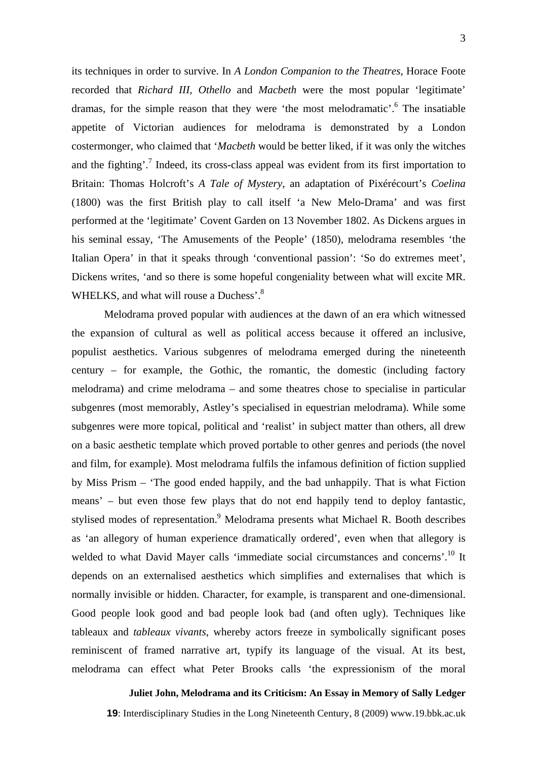its techniques in order to survive. In *A London Companion to the Theatres*, Horace Foote recorded that *Richard III, Othello* and *Macbeth* were the most popular 'legitimate' dramas, for the simple reason that they were 'the most melodramatic'.[6] The insatiable appetite of Victorian audiences for melodrama is demonstrated by a London costermonger, who claimed that '*Macbeth* would be better liked, if it was only the witches and the fighting'.[7] Indeed, its cross-class appeal was evident from its first importation to Britain: Thomas Holcroft's *A Tale of Mystery*, an adaptation of Pixérécourt's *Coelina* (1800) was the first British play to call itself 'a New Melo-Drama' and was first performed at the 'legitimate' Covent Garden on 13 November 1802. As Dickens argues in his seminal essay, 'The Amusements of the People' (1850), melodrama resembles 'the Italian Opera' in that it speaks through 'conventional passion': 'So do extremes meet', Dickens writes, 'and so there is some hopeful congeniality between what will excite MR. WHELKS, and what will rouse a Duchess'.[8]

Melodrama proved popular with audiences at the dawn of an era which witnessed the expansion of cultural as well as political access because it offered an inclusive, populist aesthetics. Various subgenres of melodrama emerged during the nineteenth century – for example, the Gothic, the romantic, the domestic (including factory melodrama) and crime melodrama – and some theatres chose to specialise in particular subgenres (most memorably, Astley's specialised in equestrian melodrama). While some subgenres were more topical, political and 'realist' in subject matter than others, all drew on a basic aesthetic template which proved portable to other genres and periods (the novel and film, for example). Most melodrama fulfils the infamous definition of fiction supplied by Miss Prism – 'The good ended happily, and the bad unhappily. That is what Fiction means' – but even those few plays that do not end happily tend to deploy fantastic, stylised modes of representation.[9] Melodrama presents what Michael R. Booth describes as 'an allegory of human experience dramatically ordered', even when that allegory is welded to what David Mayer calls 'immediate social circumstances and concerns'.[10] It depends on an externalised aesthetics which simplifies and externalises that which is normally invisible or hidden. Character, for example, is transparent and one-dimensional. Good people look good and bad people look bad (and often ugly). Techniques like tableaux and *tableaux vivants*, whereby actors freeze in symbolically significant poses reminiscent of framed narrative art, typify its language of the visual. At its best, melodrama can effect what Peter Brooks calls 'the expressionism of the moral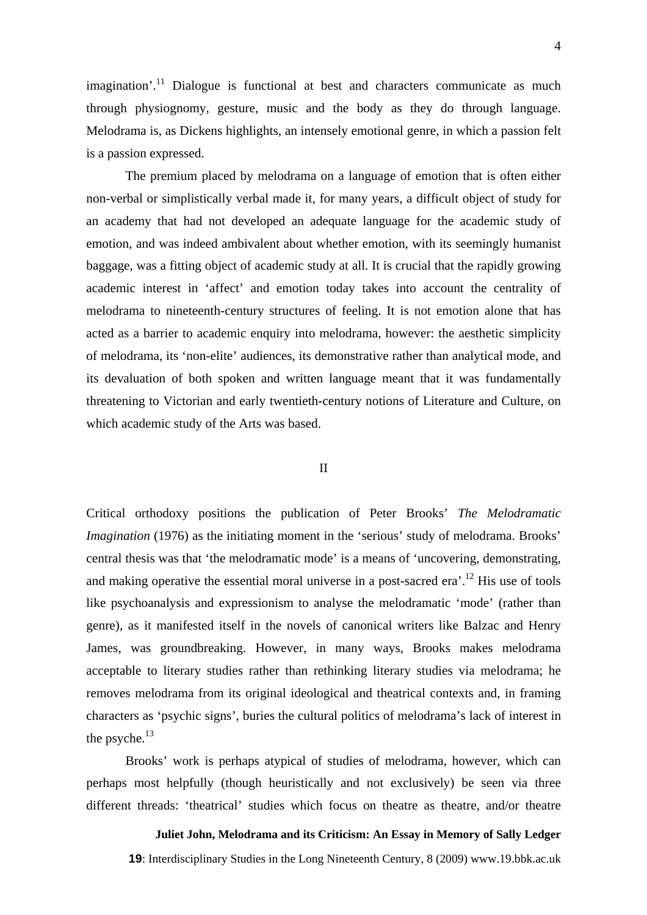imagination'.[11] Dialogue is functional at best and characters communicate as much through physiognomy, gesture, music and the body as they do through language. Melodrama is, as Dickens highlights, an intensely emotional genre, in which a passion felt is a passion expressed.

The premium placed by melodrama on a language of emotion that is often either non-verbal or simplistically verbal made it, for many years, a difficult object of study for an academy that had not developed an adequate language for the academic study of emotion, and was indeed ambivalent about whether emotion, with its seemingly humanist baggage, was a fitting object of academic study at all. It is crucial that the rapidly growing academic interest in 'affect' and emotion today takes into account the centrality of melodrama to nineteenth-century structures of feeling. It is not emotion alone that has acted as a barrier to academic enquiry into melodrama, however: the aesthetic simplicity of melodrama, its 'non-elite' audiences, its demonstrative rather than analytical mode, and its devaluation of both spoken and written language meant that it was fundamentally threatening to Victorian and early twentieth-century notions of Literature and Culture, on which academic study of the Arts was based.

## II

Critical orthodoxy positions the publication of Peter Brooks' *The Melodramatic Imagination* (1976) as the initiating moment in the 'serious' study of melodrama. Brooks' central thesis was that 'the melodramatic mode' is a means of 'uncovering, demonstrating, and making operative the essential moral universe in a post-sacred era'.[12] His use of tools like psychoanalysis and expressionism to analyse the melodramatic 'mode' (rather than genre), as it manifested itself in the novels of canonical writers like Balzac and Henry James, was groundbreaking. However, in many ways, Brooks makes melodrama acceptable to literary studies rather than rethinking literary studies via melodrama; he removes melodrama from its original ideological and theatrical contexts and, in framing characters as 'psychic signs', buries the cultural politics of melodrama's lack of interest in the psyche.[13]

Brooks' work is perhaps atypical of studies of melodrama, however, which can perhaps most helpfully (though heuristically and not exclusively) be seen via three different threads: 'theatrical' studies which focus on theatre as theatre, and/or theatre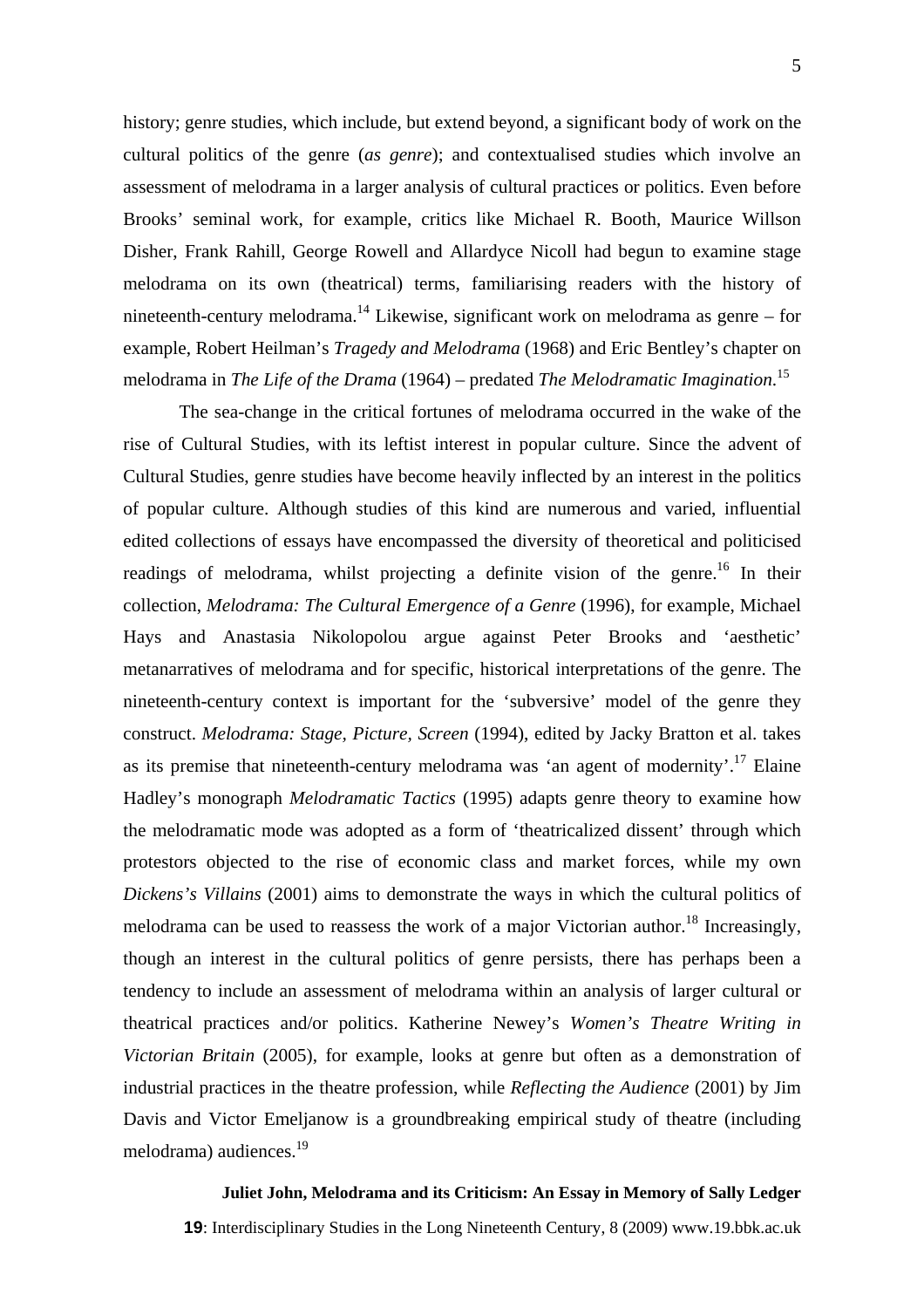history; genre studies, which include, but extend beyond, a significant body of work on the cultural politics of the genre (*as genre*); and contextualised studies which involve an assessment of melodrama in a larger analysis of cultural practices or politics. Even before Brooks' seminal work, for example, critics like Michael R. Booth, Maurice Willson Disher, Frank Rahill, George Rowell and Allardyce Nicoll had begun to examine stage melodrama on its own (theatrical) terms, familiarising readers with the history of nineteenth-century melodrama.[14] Likewise, significant work on melodrama as genre – for example, Robert Heilman's *Tragedy and Melodrama* (1968) and Eric Bentley's chapter on melodrama in *The Life of the Drama* (1964) – predated *The Melodramatic Imagination.*[15]

The sea-change in the critical fortunes of melodrama occurred in the wake of the rise of Cultural Studies, with its leftist interest in popular culture. Since the advent of Cultural Studies, genre studies have become heavily inflected by an interest in the politics of popular culture. Although studies of this kind are numerous and varied, influential edited collections of essays have encompassed the diversity of theoretical and politicised readings of melodrama, whilst projecting a definite vision of the genre.[16] In their collection, *Melodrama: The Cultural Emergence of a Genre* (1996), for example, Michael Hays and Anastasia Nikolopolou argue against Peter Brooks and 'aesthetic' metanarratives of melodrama and for specific, historical interpretations of the genre. The nineteenth-century context is important for the 'subversive' model of the genre they construct. *Melodrama: Stage, Picture, Screen* (1994), edited by Jacky Bratton et al. takes as its premise that nineteenth-century melodrama was 'an agent of modernity'.[17] Elaine Hadley's monograph *Melodramatic Tactics* (1995) adapts genre theory to examine how the melodramatic mode was adopted as a form of 'theatricalized dissent' through which protestors objected to the rise of economic class and market forces, while my own *Dickens's Villains* (2001) aims to demonstrate the ways in which the cultural politics of melodrama can be used to reassess the work of a major Victorian author.[18] Increasingly, though an interest in the cultural politics of genre persists, there has perhaps been a tendency to include an assessment of melodrama within an analysis of larger cultural or theatrical practices and/or politics. Katherine Newey's *Women's Theatre Writing in Victorian Britain* (2005), for example, looks at genre but often as a demonstration of industrial practices in the theatre profession, while *Reflecting the Audience* (2001) by Jim Davis and Victor Emeljanow is a groundbreaking empirical study of theatre (including melodrama) audiences.[19]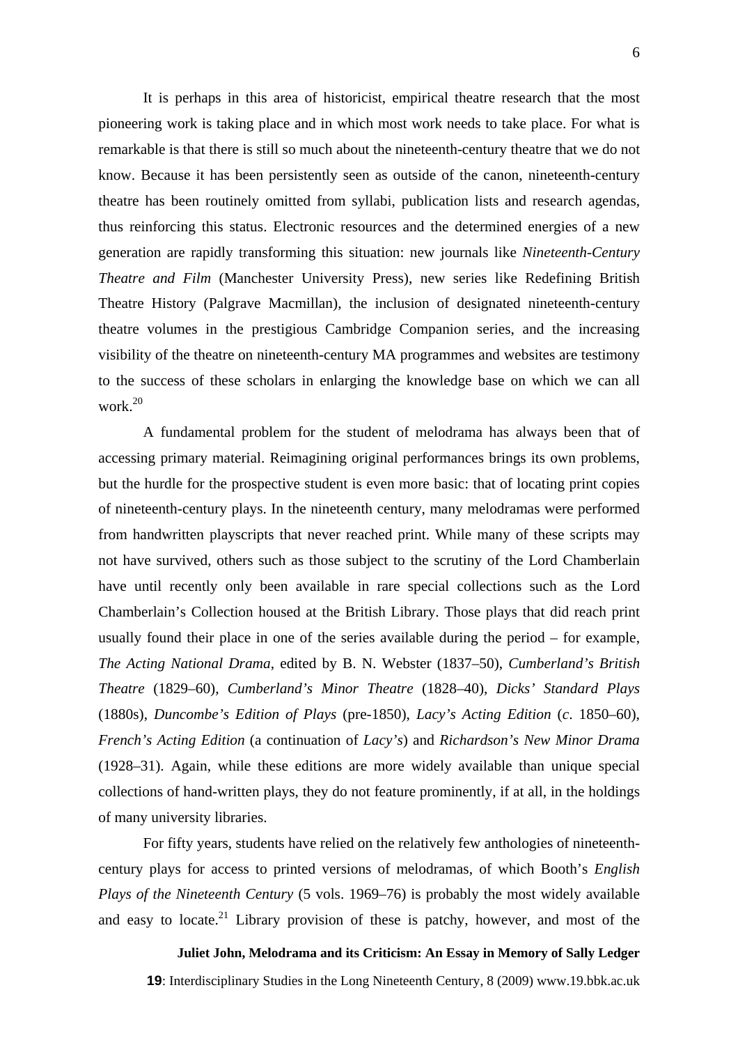It is perhaps in this area of historicist, empirical theatre research that the most pioneering work is taking place and in which most work needs to take place. For what is remarkable is that there is still so much about the nineteenth-century theatre that we do not know. Because it has been persistently seen as outside of the canon, nineteenth-century theatre has been routinely omitted from syllabi, publication lists and research agendas, thus reinforcing this status. Electronic resources and the determined energies of a new generation are rapidly transforming this situation: new journals like *Nineteenth-Century Theatre and Film* (Manchester University Press), new series like Redefining British Theatre History (Palgrave Macmillan), the inclusion of designated nineteenth-century theatre volumes in the prestigious Cambridge Companion series, and the increasing visibility of the theatre on nineteenth-century MA programmes and websites are testimony to the success of these scholars in enlarging the knowledge base on which we can all work.[20]

A fundamental problem for the student of melodrama has always been that of accessing primary material. Reimagining original performances brings its own problems, but the hurdle for the prospective student is even more basic: that of locating print copies of nineteenth-century plays. In the nineteenth century, many melodramas were performed from handwritten playscripts that never reached print. While many of these scripts may not have survived, others such as those subject to the scrutiny of the Lord Chamberlain have until recently only been available in rare special collections such as the Lord Chamberlain's Collection housed at the British Library. Those plays that did reach print usually found their place in one of the series available during the period – for example, *The Acting National Drama*, edited by B. N. Webster (1837–50), *Cumberland's British Theatre* (1829–60), *Cumberland's Minor Theatre* (1828–40), *Dicks' Standard Plays* (1880s), *Duncombe's Edition of Plays* (pre-1850), *Lacy's Acting Edition* (*c*. 1850–60), *French's Acting Edition* (a continuation of *Lacy's*) and *Richardson's New Minor Drama* (1928–31). Again, while these editions are more widely available than unique special collections of hand-written plays, they do not feature prominently, if at all, in the holdings of many university libraries.

For fifty years, students have relied on the relatively few anthologies of nineteenth-century plays for access to printed versions of melodramas, of which Booth's *English Plays of the Nineteenth Century* (5 vols. 1969–76) is probably the most widely available and easy to locate.[21] Library provision of these is patchy, however, and most of the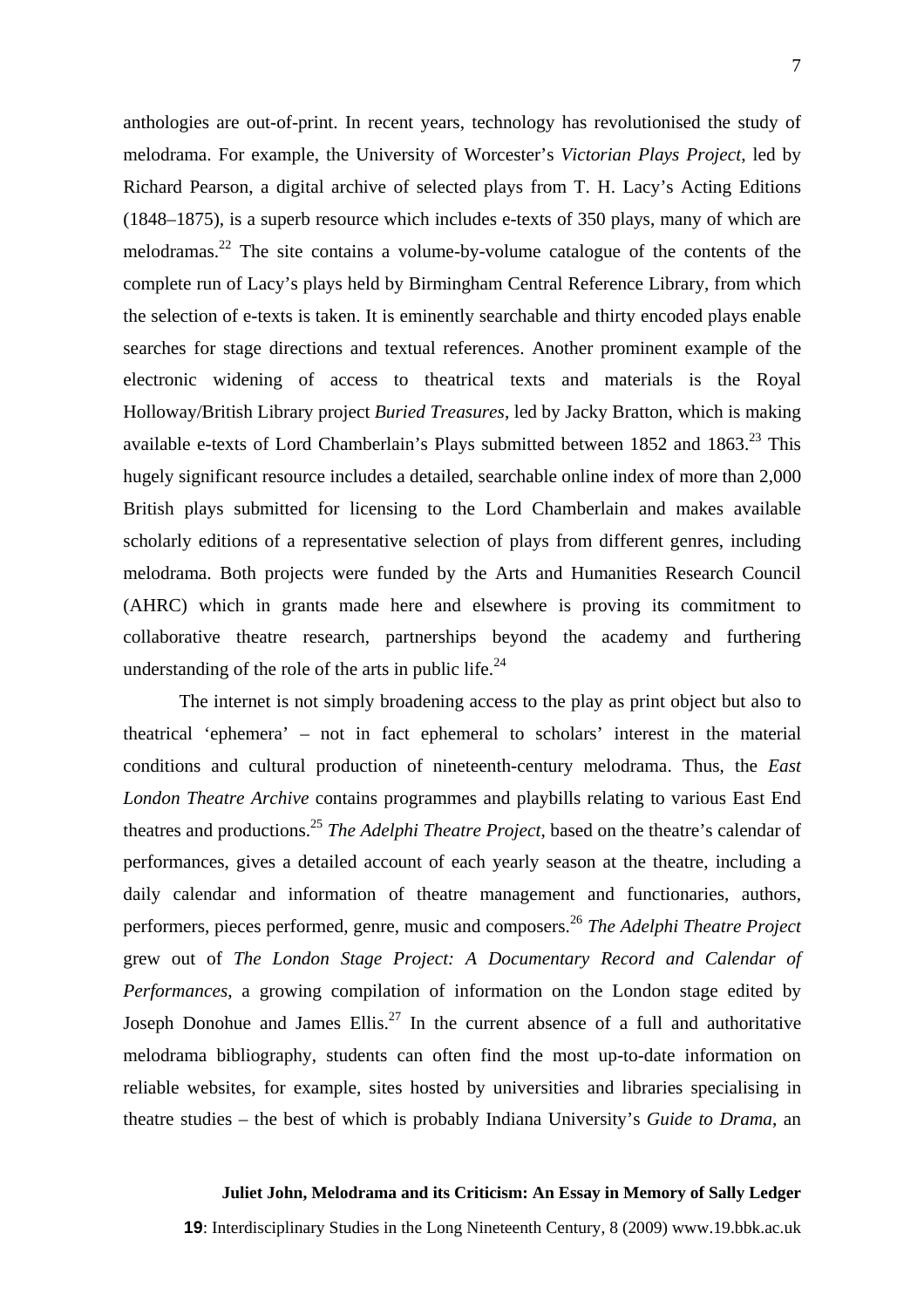anthologies are out-of-print. In recent years, technology has revolutionised the study of melodrama. For example, the University of Worcester's *Victorian Plays Project*, led by Richard Pearson, a digital archive of selected plays from T. H. Lacy's Acting Editions (1848–1875), is a superb resource which includes e-texts of 350 plays, many of which are melodramas.[22] The site contains a volume-by-volume catalogue of the contents of the complete run of Lacy's plays held by Birmingham Central Reference Library, from which the selection of e-texts is taken. It is eminently searchable and thirty encoded plays enable searches for stage directions and textual references. Another prominent example of the electronic widening of access to theatrical texts and materials is the Royal Holloway/British Library project *Buried Treasures*, led by Jacky Bratton, which is making available e-texts of Lord Chamberlain's Plays submitted between 1852 and 1863.[23] This hugely significant resource includes a detailed, searchable online index of more than 2,000 British plays submitted for licensing to the Lord Chamberlain and makes available scholarly editions of a representative selection of plays from different genres, including melodrama. Both projects were funded by the Arts and Humanities Research Council (AHRC) which in grants made here and elsewhere is proving its commitment to collaborative theatre research, partnerships beyond the academy and furthering understanding of the role of the arts in public life.[24]

The internet is not simply broadening access to the play as print object but also to theatrical 'ephemera' – not in fact ephemeral to scholars' interest in the material conditions and cultural production of nineteenth-century melodrama. Thus, the *East London Theatre Archive* contains programmes and playbills relating to various East End theatres and productions.[25] *The Adelphi Theatre Project*, based on the theatre's calendar of performances, gives a detailed account of each yearly season at the theatre, including a daily calendar and information of theatre management and functionaries, authors, performers, pieces performed, genre, music and composers.[26] *The Adelphi Theatre Project* grew out of *The London Stage Project: A Documentary Record and Calendar of Performances*, a growing compilation of information on the London stage edited by Joseph Donohue and James Ellis.[27] In the current absence of a full and authoritative melodrama bibliography, students can often find the most up-to-date information on reliable websites, for example, sites hosted by universities and libraries specialising in theatre studies – the best of which is probably Indiana University's *Guide to Drama*, an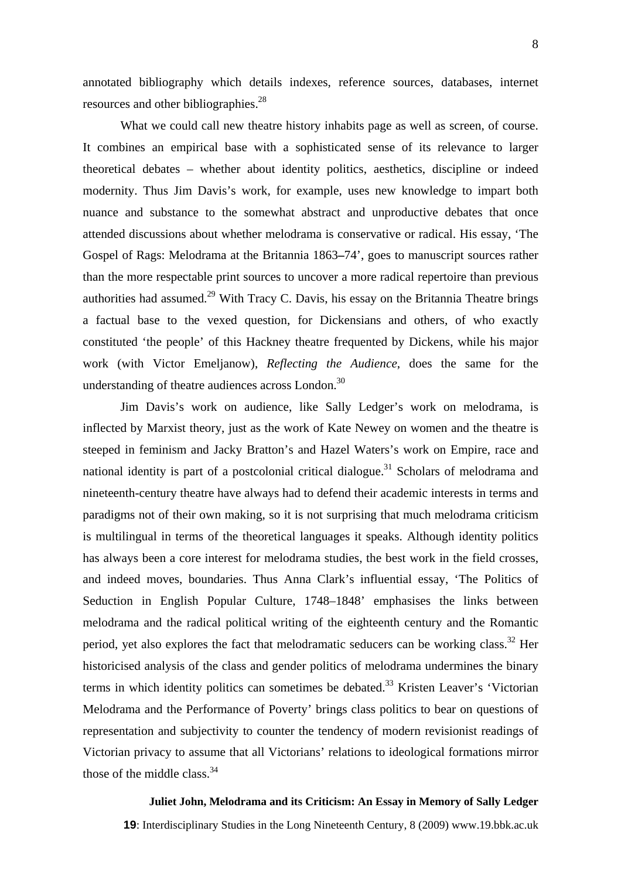annotated bibliography which details indexes, reference sources, databases, internet resources and other bibliographies.[28]

What we could call new theatre history inhabits page as well as screen, of course. It combines an empirical base with a sophisticated sense of its relevance to larger theoretical debates – whether about identity politics, aesthetics, discipline or indeed modernity. Thus Jim Davis's work, for example, uses new knowledge to impart both nuance and substance to the somewhat abstract and unproductive debates that once attended discussions about whether melodrama is conservative or radical. His essay, 'The Gospel of Rags: Melodrama at the Britannia 1863–74', goes to manuscript sources rather than the more respectable print sources to uncover a more radical repertoire than previous authorities had assumed.[29] With Tracy C. Davis, his essay on the Britannia Theatre brings a factual base to the vexed question, for Dickensians and others, of who exactly constituted 'the people' of this Hackney theatre frequented by Dickens, while his major work (with Victor Emeljanow), *Reflecting the Audience*, does the same for the understanding of theatre audiences across London.[30]

Jim Davis's work on audience, like Sally Ledger's work on melodrama, is inflected by Marxist theory, just as the work of Kate Newey on women and the theatre is steeped in feminism and Jacky Bratton's and Hazel Waters's work on Empire, race and national identity is part of a postcolonial critical dialogue.[31] Scholars of melodrama and nineteenth-century theatre have always had to defend their academic interests in terms and paradigms not of their own making, so it is not surprising that much melodrama criticism is multilingual in terms of the theoretical languages it speaks. Although identity politics has always been a core interest for melodrama studies, the best work in the field crosses, and indeed moves, boundaries. Thus Anna Clark's influential essay, 'The Politics of Seduction in English Popular Culture, 1748–1848' emphasises the links between melodrama and the radical political writing of the eighteenth century and the Romantic period, yet also explores the fact that melodramatic seducers can be working class.[32] Her historicised analysis of the class and gender politics of melodrama undermines the binary terms in which identity politics can sometimes be debated.[33] Kristen Leaver's 'Victorian Melodrama and the Performance of Poverty' brings class politics to bear on questions of representation and subjectivity to counter the tendency of modern revisionist readings of Victorian privacy to assume that all Victorians' relations to ideological formations mirror those of the middle class.[34]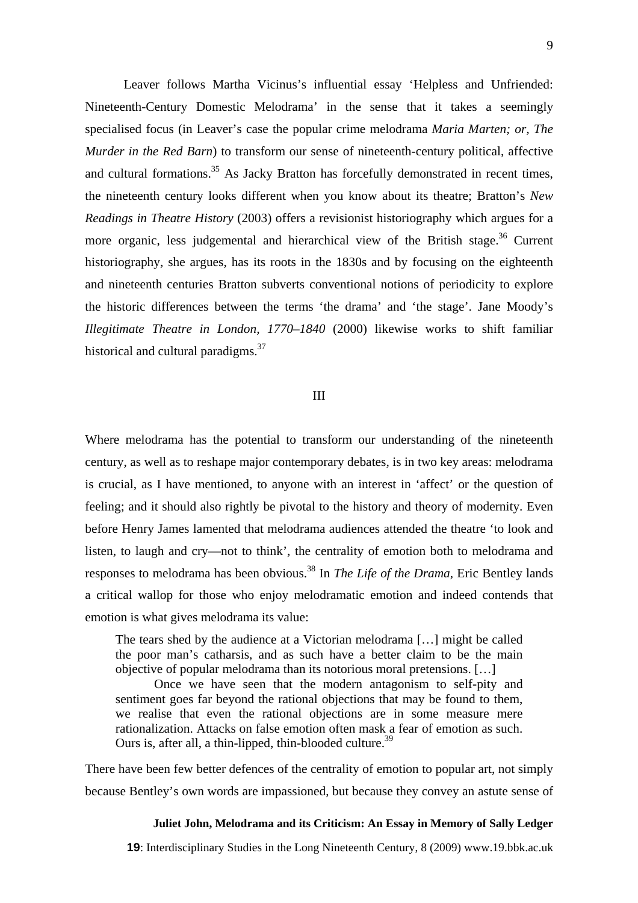Leaver follows Martha Vicinus's influential essay 'Helpless and Unfriended: Nineteenth-Century Domestic Melodrama' in the sense that it takes a seemingly specialised focus (in Leaver's case the popular crime melodrama *Maria Marten; or, The Murder in the Red Barn*) to transform our sense of nineteenth-century political, affective and cultural formations.[35] As Jacky Bratton has forcefully demonstrated in recent times, the nineteenth century looks different when you know about its theatre; Bratton's *New Readings in Theatre History* (2003) offers a revisionist historiography which argues for a more organic, less judgemental and hierarchical view of the British stage.[36] Current historiography, she argues, has its roots in the 1830s and by focusing on the eighteenth and nineteenth centuries Bratton subverts conventional notions of periodicity to explore the historic differences between the terms 'the drama' and 'the stage'. Jane Moody's *Illegitimate Theatre in London, 1770–1840* (2000) likewise works to shift familiar historical and cultural paradigms.[37]

## III

Where melodrama has the potential to transform our understanding of the nineteenth century, as well as to reshape major contemporary debates, is in two key areas: melodrama is crucial, as I have mentioned, to anyone with an interest in 'affect' or the question of feeling; and it should also rightly be pivotal to the history and theory of modernity. Even before Henry James lamented that melodrama audiences attended the theatre 'to look and listen, to laugh and cry—not to think', the centrality of emotion both to melodrama and responses to melodrama has been obvious.[38] In *The Life of the Drama*, Eric Bentley lands a critical wallop for those who enjoy melodramatic emotion and indeed contends that emotion is what gives melodrama its value:

> The tears shed by the audience at a Victorian melodrama […] might be called the poor man's catharsis, and as such have a better claim to be the main objective of popular melodrama than its notorious moral pretensions. […]
>
> Once we have seen that the modern antagonism to self-pity and sentiment goes far beyond the rational objections that may be found to them, we realise that even the rational objections are in some measure mere rationalization. Attacks on false emotion often mask a fear of emotion as such. Ours is, after all, a thin-lipped, thin-blooded culture.[39]

There have been few better defences of the centrality of emotion to popular art, not simply because Bentley's own words are impassioned, but because they convey an astute sense of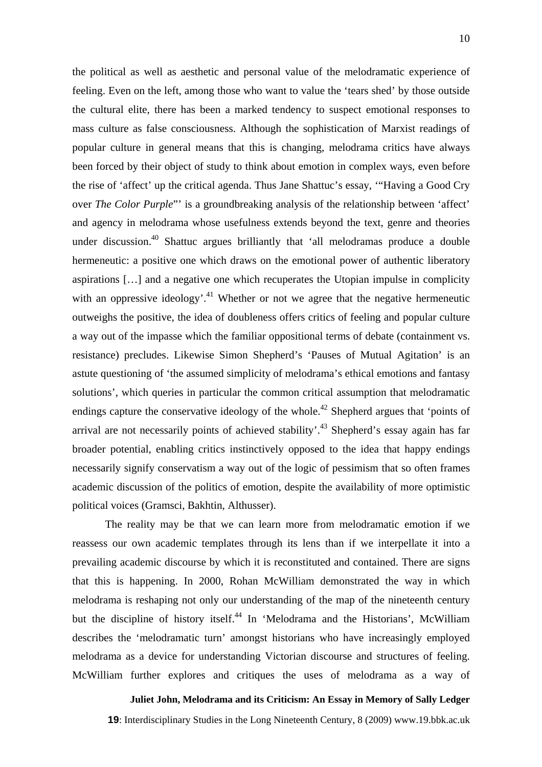the political as well as aesthetic and personal value of the melodramatic experience of feeling. Even on the left, among those who want to value the 'tears shed' by those outside the cultural elite, there has been a marked tendency to suspect emotional responses to mass culture as false consciousness. Although the sophistication of Marxist readings of popular culture in general means that this is changing, melodrama critics have always been forced by their object of study to think about emotion in complex ways, even before the rise of 'affect' up the critical agenda. Thus Jane Shattuc's essay, '"Having a Good Cry over *The Color Purple*"' is a groundbreaking analysis of the relationship between 'affect' and agency in melodrama whose usefulness extends beyond the text, genre and theories under discussion.[40] Shattuc argues brilliantly that 'all melodramas produce a double hermeneutic: a positive one which draws on the emotional power of authentic liberatory aspirations […] and a negative one which recuperates the Utopian impulse in complicity with an oppressive ideology'.[41] Whether or not we agree that the negative hermeneutic outweighs the positive, the idea of doubleness offers critics of feeling and popular culture a way out of the impasse which the familiar oppositional terms of debate (containment vs. resistance) precludes. Likewise Simon Shepherd's 'Pauses of Mutual Agitation' is an astute questioning of 'the assumed simplicity of melodrama's ethical emotions and fantasy solutions', which queries in particular the common critical assumption that melodramatic endings capture the conservative ideology of the whole.[42] Shepherd argues that 'points of arrival are not necessarily points of achieved stability'.[43] Shepherd's essay again has far broader potential, enabling critics instinctively opposed to the idea that happy endings necessarily signify conservatism a way out of the logic of pessimism that so often frames academic discussion of the politics of emotion, despite the availability of more optimistic political voices (Gramsci, Bakhtin, Althusser).

The reality may be that we can learn more from melodramatic emotion if we reassess our own academic templates through its lens than if we interpellate it into a prevailing academic discourse by which it is reconstituted and contained. There are signs that this is happening. In 2000, Rohan McWilliam demonstrated the way in which melodrama is reshaping not only our understanding of the map of the nineteenth century but the discipline of history itself.[44] In 'Melodrama and the Historians', McWilliam describes the 'melodramatic turn' amongst historians who have increasingly employed melodrama as a device for understanding Victorian discourse and structures of feeling. McWilliam further explores and critiques the uses of melodrama as a way of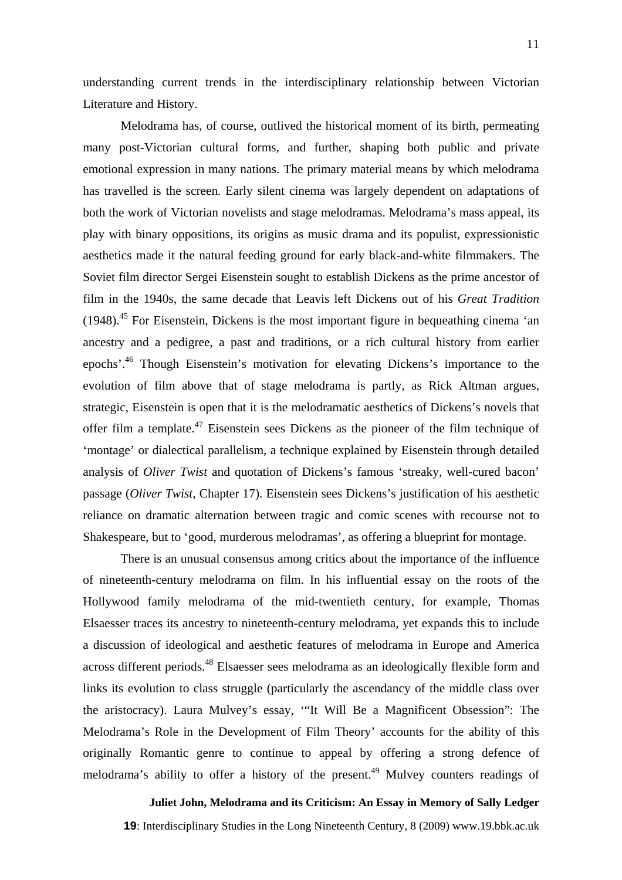understanding current trends in the interdisciplinary relationship between Victorian Literature and History.

Melodrama has, of course, outlived the historical moment of its birth, permeating many post-Victorian cultural forms, and further, shaping both public and private emotional expression in many nations. The primary material means by which melodrama has travelled is the screen. Early silent cinema was largely dependent on adaptations of both the work of Victorian novelists and stage melodramas. Melodrama's mass appeal, its play with binary oppositions, its origins as music drama and its populist, expressionistic aesthetics made it the natural feeding ground for early black-and-white filmmakers. The Soviet film director Sergei Eisenstein sought to establish Dickens as the prime ancestor of film in the 1940s, the same decade that Leavis left Dickens out of his *Great Tradition* (1948).[45] For Eisenstein, Dickens is the most important figure in bequeathing cinema 'an ancestry and a pedigree, a past and traditions, or a rich cultural history from earlier epochs'.[46] Though Eisenstein's motivation for elevating Dickens's importance to the evolution of film above that of stage melodrama is partly, as Rick Altman argues, strategic, Eisenstein is open that it is the melodramatic aesthetics of Dickens's novels that offer film a template.[47] Eisenstein sees Dickens as the pioneer of the film technique of 'montage' or dialectical parallelism, a technique explained by Eisenstein through detailed analysis of *Oliver Twist* and quotation of Dickens's famous 'streaky, well-cured bacon' passage (*Oliver Twist*, Chapter 17). Eisenstein sees Dickens's justification of his aesthetic reliance on dramatic alternation between tragic and comic scenes with recourse not to Shakespeare, but to 'good, murderous melodramas', as offering a blueprint for montage.

There is an unusual consensus among critics about the importance of the influence of nineteenth-century melodrama on film. In his influential essay on the roots of the Hollywood family melodrama of the mid-twentieth century, for example, Thomas Elsaesser traces its ancestry to nineteenth-century melodrama, yet expands this to include a discussion of ideological and aesthetic features of melodrama in Europe and America across different periods.[48] Elsaesser sees melodrama as an ideologically flexible form and links its evolution to class struggle (particularly the ascendancy of the middle class over the aristocracy). Laura Mulvey's essay, '"It Will Be a Magnificent Obsession": The Melodrama's Role in the Development of Film Theory' accounts for the ability of this originally Romantic genre to continue to appeal by offering a strong defence of melodrama's ability to offer a history of the present.[49] Mulvey counters readings of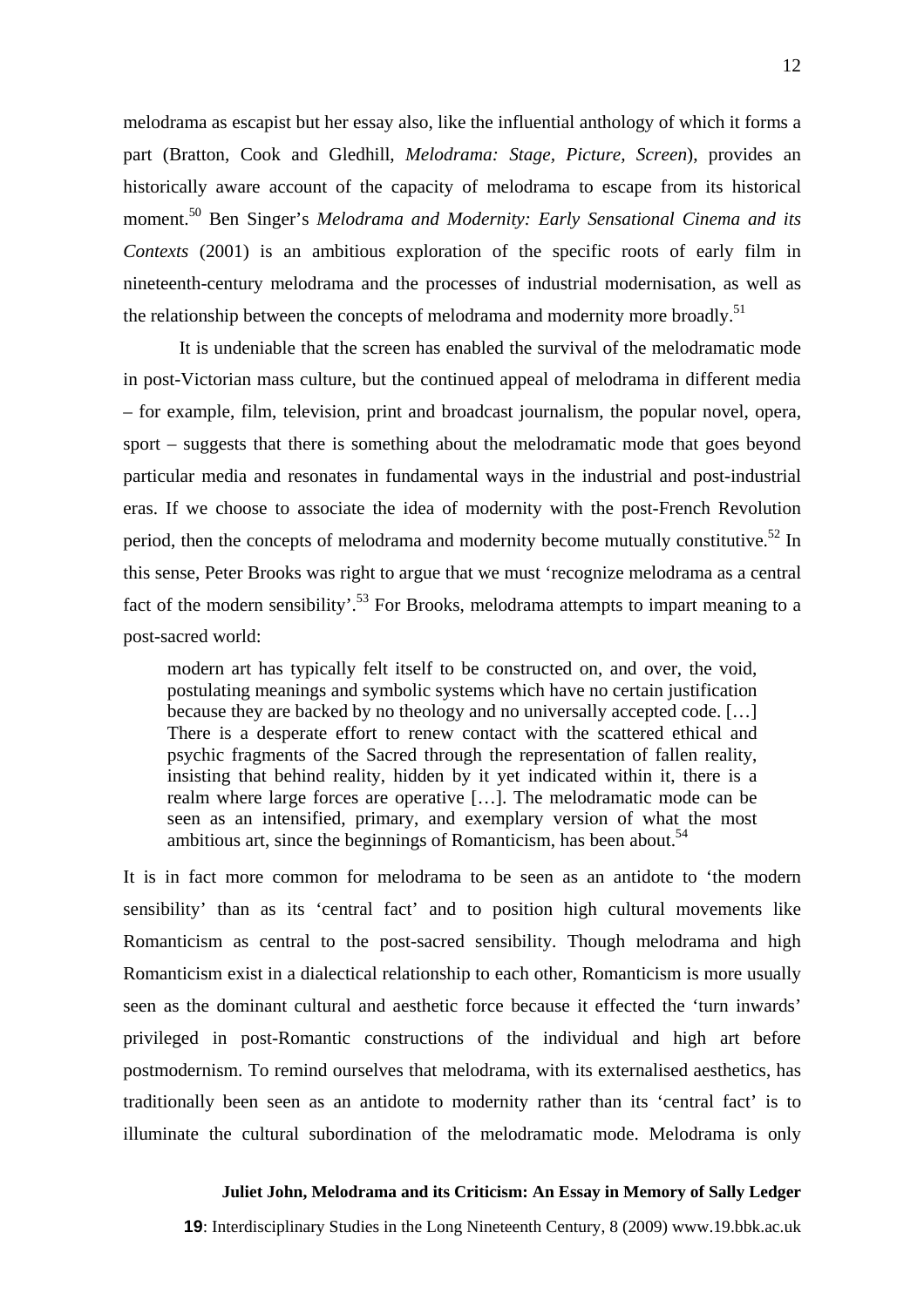melodrama as escapist but her essay also, like the influential anthology of which it forms a part (Bratton, Cook and Gledhill, *Melodrama: Stage, Picture, Screen*), provides an historically aware account of the capacity of melodrama to escape from its historical moment.[50] Ben Singer's *Melodrama and Modernity: Early Sensational Cinema and its Contexts* (2001) is an ambitious exploration of the specific roots of early film in nineteenth-century melodrama and the processes of industrial modernisation, as well as the relationship between the concepts of melodrama and modernity more broadly.[51]

It is undeniable that the screen has enabled the survival of the melodramatic mode in post-Victorian mass culture, but the continued appeal of melodrama in different media – for example, film, television, print and broadcast journalism, the popular novel, opera, sport – suggests that there is something about the melodramatic mode that goes beyond particular media and resonates in fundamental ways in the industrial and post-industrial eras. If we choose to associate the idea of modernity with the post-French Revolution period, then the concepts of melodrama and modernity become mutually constitutive.[52] In this sense, Peter Brooks was right to argue that we must 'recognize melodrama as a central fact of the modern sensibility'.[53] For Brooks, melodrama attempts to impart meaning to a post-sacred world:

> modern art has typically felt itself to be constructed on, and over, the void, postulating meanings and symbolic systems which have no certain justification because they are backed by no theology and no universally accepted code. […] There is a desperate effort to renew contact with the scattered ethical and psychic fragments of the Sacred through the representation of fallen reality, insisting that behind reality, hidden by it yet indicated within it, there is a realm where large forces are operative […]. The melodramatic mode can be seen as an intensified, primary, and exemplary version of what the most ambitious art, since the beginnings of Romanticism, has been about.[54]

It is in fact more common for melodrama to be seen as an antidote to 'the modern sensibility' than as its 'central fact' and to position high cultural movements like Romanticism as central to the post-sacred sensibility. Though melodrama and high Romanticism exist in a dialectical relationship to each other, Romanticism is more usually seen as the dominant cultural and aesthetic force because it effected the 'turn inwards' privileged in post-Romantic constructions of the individual and high art before postmodernism. To remind ourselves that melodrama, with its externalised aesthetics, has traditionally been seen as an antidote to modernity rather than its 'central fact' is to illuminate the cultural subordination of the melodramatic mode. Melodrama is only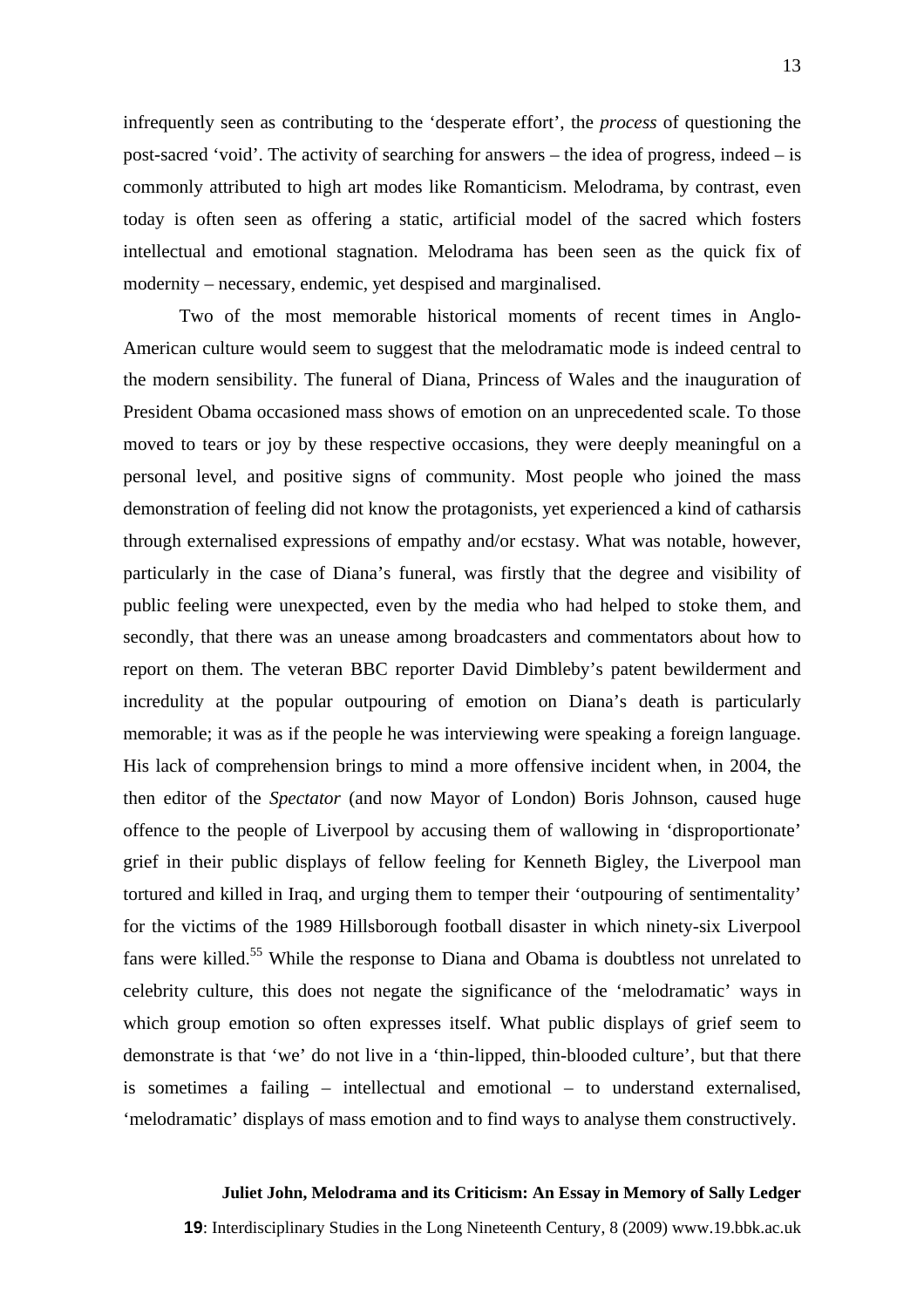infrequently seen as contributing to the 'desperate effort', the *process* of questioning the post-sacred 'void'. The activity of searching for answers – the idea of progress, indeed – is commonly attributed to high art modes like Romanticism. Melodrama, by contrast, even today is often seen as offering a static, artificial model of the sacred which fosters intellectual and emotional stagnation. Melodrama has been seen as the quick fix of modernity – necessary, endemic, yet despised and marginalised.

Two of the most memorable historical moments of recent times in Anglo-American culture would seem to suggest that the melodramatic mode is indeed central to the modern sensibility. The funeral of Diana, Princess of Wales and the inauguration of President Obama occasioned mass shows of emotion on an unprecedented scale. To those moved to tears or joy by these respective occasions, they were deeply meaningful on a personal level, and positive signs of community. Most people who joined the mass demonstration of feeling did not know the protagonists, yet experienced a kind of catharsis through externalised expressions of empathy and/or ecstasy. What was notable, however, particularly in the case of Diana's funeral, was firstly that the degree and visibility of public feeling were unexpected, even by the media who had helped to stoke them, and secondly, that there was an unease among broadcasters and commentators about how to report on them. The veteran BBC reporter David Dimbleby's patent bewilderment and incredulity at the popular outpouring of emotion on Diana's death is particularly memorable; it was as if the people he was interviewing were speaking a foreign language. His lack of comprehension brings to mind a more offensive incident when, in 2004, the then editor of the *Spectator* (and now Mayor of London) Boris Johnson, caused huge offence to the people of Liverpool by accusing them of wallowing in 'disproportionate' grief in their public displays of fellow feeling for Kenneth Bigley, the Liverpool man tortured and killed in Iraq, and urging them to temper their 'outpouring of sentimentality' for the victims of the 1989 Hillsborough football disaster in which ninety-six Liverpool fans were killed.[55] While the response to Diana and Obama is doubtless not unrelated to celebrity culture, this does not negate the significance of the 'melodramatic' ways in which group emotion so often expresses itself. What public displays of grief seem to demonstrate is that 'we' do not live in a 'thin-lipped, thin-blooded culture', but that there is sometimes a failing – intellectual and emotional – to understand externalised, 'melodramatic' displays of mass emotion and to find ways to analyse them constructively.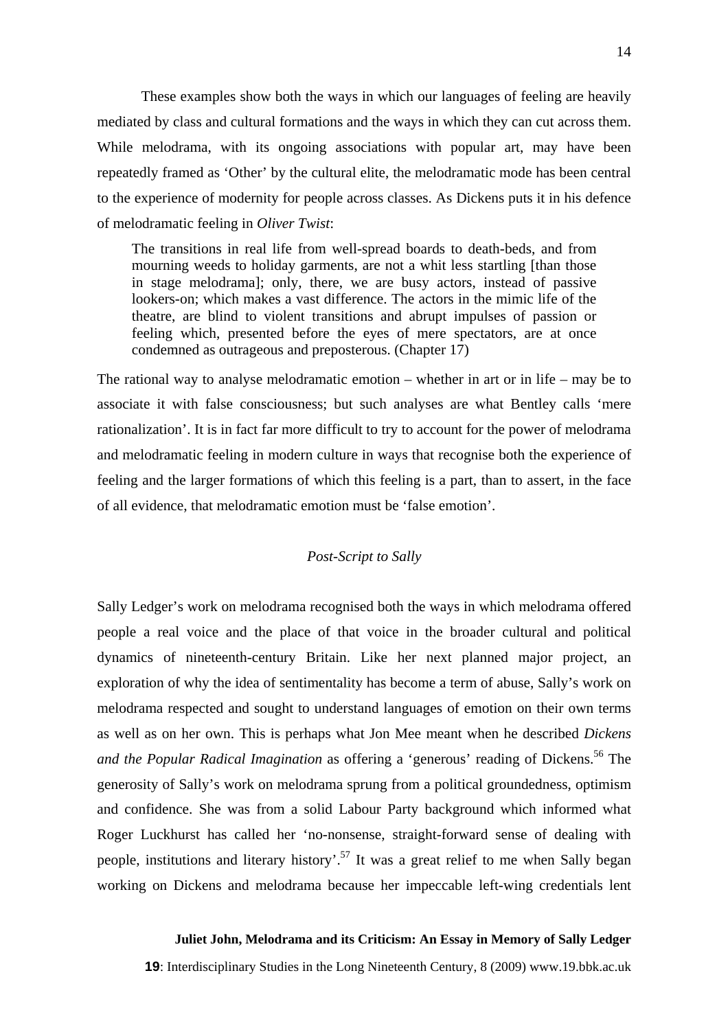These examples show both the ways in which our languages of feeling are heavily mediated by class and cultural formations and the ways in which they can cut across them. While melodrama, with its ongoing associations with popular art, may have been repeatedly framed as 'Other' by the cultural elite, the melodramatic mode has been central to the experience of modernity for people across classes. As Dickens puts it in his defence of melodramatic feeling in *Oliver Twist*:

> The transitions in real life from well-spread boards to death-beds, and from mourning weeds to holiday garments, are not a whit less startling [than those in stage melodrama]; only, there, we are busy actors, instead of passive lookers-on; which makes a vast difference. The actors in the mimic life of the theatre, are blind to violent transitions and abrupt impulses of passion or feeling which, presented before the eyes of mere spectators, are at once condemned as outrageous and preposterous. (Chapter 17)

The rational way to analyse melodramatic emotion – whether in art or in life – may be to associate it with false consciousness; but such analyses are what Bentley calls 'mere rationalization'. It is in fact far more difficult to try to account for the power of melodrama and melodramatic feeling in modern culture in ways that recognise both the experience of feeling and the larger formations of which this feeling is a part, than to assert, in the face of all evidence, that melodramatic emotion must be 'false emotion'.

## *Post-Script to Sally*

Sally Ledger's work on melodrama recognised both the ways in which melodrama offered people a real voice and the place of that voice in the broader cultural and political dynamics of nineteenth-century Britain. Like her next planned major project, an exploration of why the idea of sentimentality has become a term of abuse, Sally's work on melodrama respected and sought to understand languages of emotion on their own terms as well as on her own. This is perhaps what Jon Mee meant when he described *Dickens and the Popular Radical Imagination* as offering a 'generous' reading of Dickens.[56] The generosity of Sally's work on melodrama sprung from a political groundedness, optimism and confidence. She was from a solid Labour Party background which informed what Roger Luckhurst has called her 'no-nonsense, straight-forward sense of dealing with people, institutions and literary history'.[57] It was a great relief to me when Sally began working on Dickens and melodrama because her impeccable left-wing credentials lent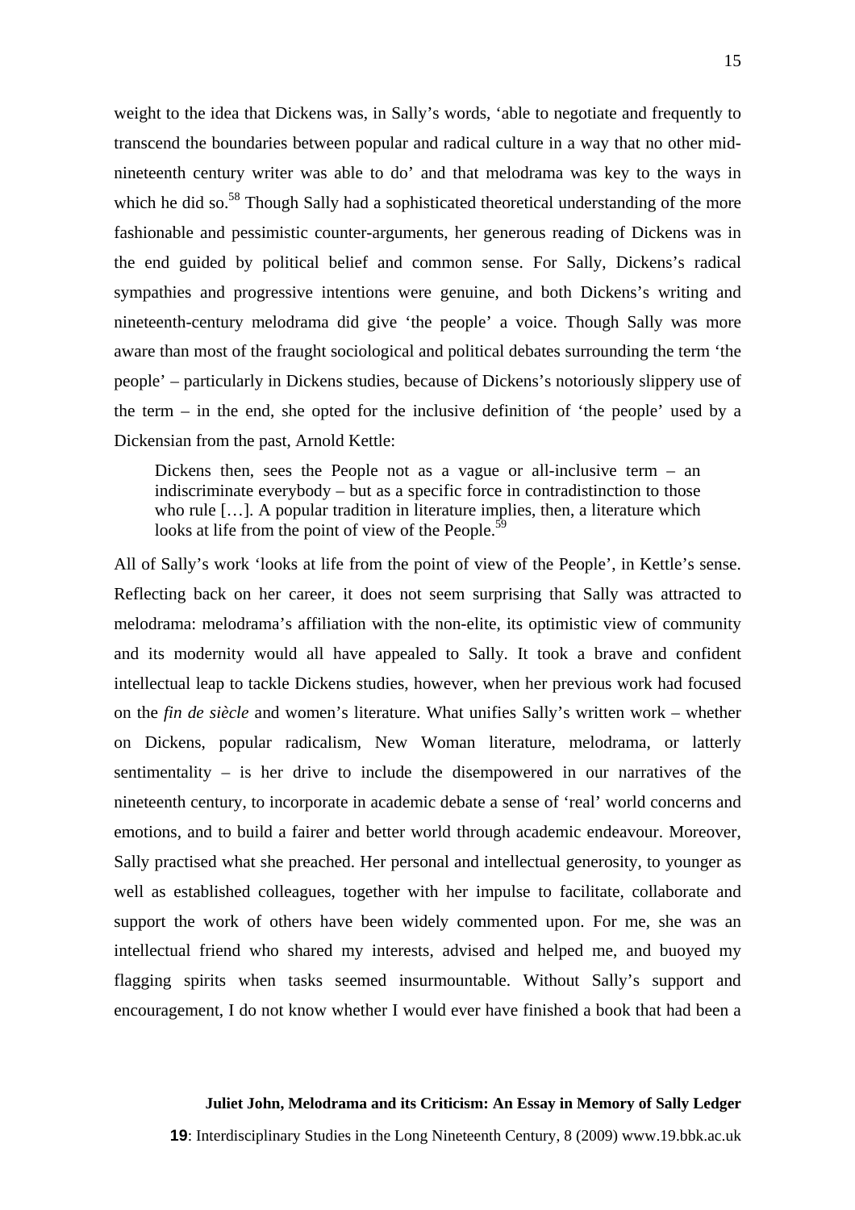weight to the idea that Dickens was, in Sally's words, 'able to negotiate and frequently to transcend the boundaries between popular and radical culture in a way that no other mid-nineteenth century writer was able to do' and that melodrama was key to the ways in which he did so.[58] Though Sally had a sophisticated theoretical understanding of the more fashionable and pessimistic counter-arguments, her generous reading of Dickens was in the end guided by political belief and common sense. For Sally, Dickens's radical sympathies and progressive intentions were genuine, and both Dickens's writing and nineteenth-century melodrama did give 'the people' a voice. Though Sally was more aware than most of the fraught sociological and political debates surrounding the term 'the people' – particularly in Dickens studies, because of Dickens's notoriously slippery use of the term – in the end, she opted for the inclusive definition of 'the people' used by a Dickensian from the past, Arnold Kettle:

> Dickens then, sees the People not as a vague or all-inclusive term – an indiscriminate everybody – but as a specific force in contradistinction to those who rule […]. A popular tradition in literature implies, then, a literature which looks at life from the point of view of the People.[59]

All of Sally's work 'looks at life from the point of view of the People', in Kettle's sense. Reflecting back on her career, it does not seem surprising that Sally was attracted to melodrama: melodrama's affiliation with the non-elite, its optimistic view of community and its modernity would all have appealed to Sally. It took a brave and confident intellectual leap to tackle Dickens studies, however, when her previous work had focused on the *fin de siècle* and women's literature. What unifies Sally's written work – whether on Dickens, popular radicalism, New Woman literature, melodrama, or latterly sentimentality – is her drive to include the disempowered in our narratives of the nineteenth century, to incorporate in academic debate a sense of 'real' world concerns and emotions, and to build a fairer and better world through academic endeavour. Moreover, Sally practised what she preached. Her personal and intellectual generosity, to younger as well as established colleagues, together with her impulse to facilitate, collaborate and support the work of others have been widely commented upon. For me, she was an intellectual friend who shared my interests, advised and helped me, and buoyed my flagging spirits when tasks seemed insurmountable. Without Sally's support and encouragement, I do not know whether I would ever have finished a book that had been a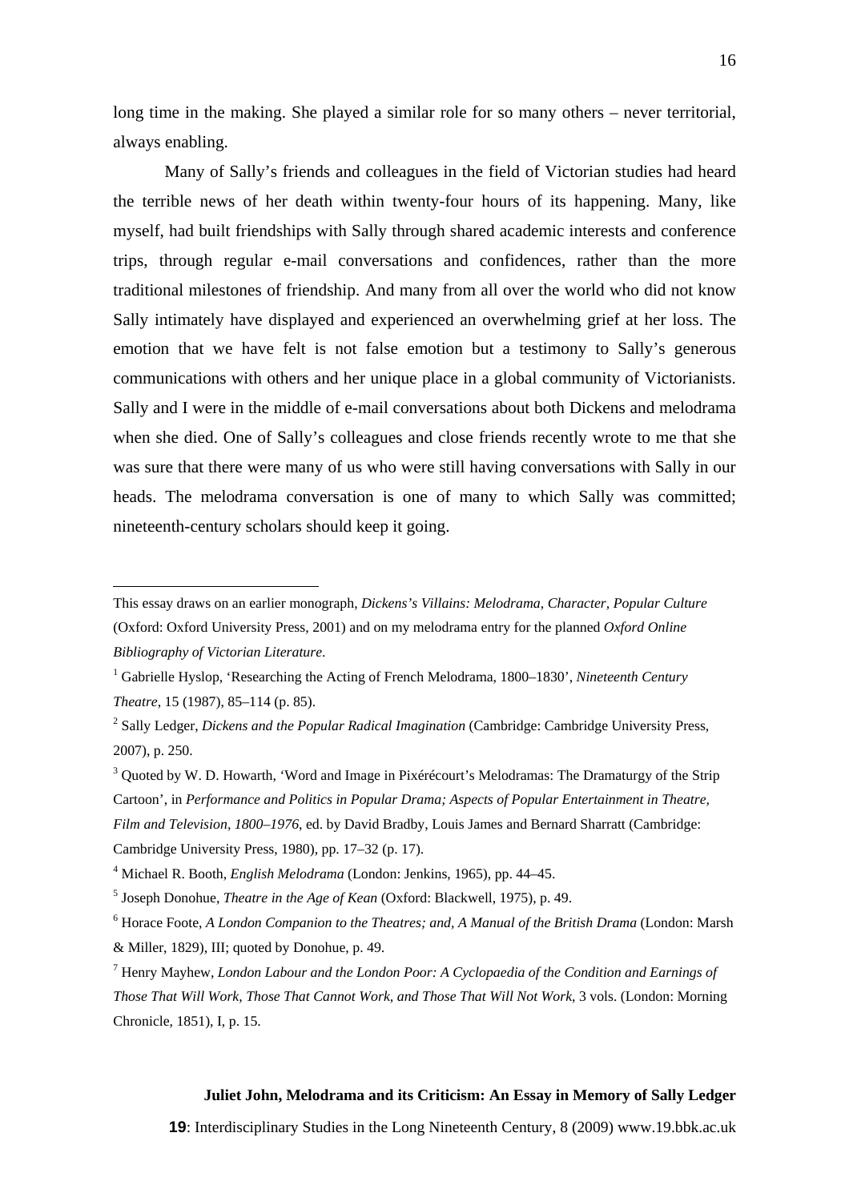long time in the making. She played a similar role for so many others – never territorial, always enabling.

Many of Sally's friends and colleagues in the field of Victorian studies had heard the terrible news of her death within twenty-four hours of its happening. Many, like myself, had built friendships with Sally through shared academic interests and conference trips, through regular e-mail conversations and confidences, rather than the more traditional milestones of friendship. And many from all over the world who did not know Sally intimately have displayed and experienced an overwhelming grief at her loss. The emotion that we have felt is not false emotion but a testimony to Sally's generous communications with others and her unique place in a global community of Victorianists. Sally and I were in the middle of e-mail conversations about both Dickens and melodrama when she died. One of Sally's colleagues and close friends recently wrote to me that she was sure that there were many of us who were still having conversations with Sally in our heads. The melodrama conversation is one of many to which Sally was committed; nineteenth-century scholars should keep it going.

---

This essay draws on an earlier monograph, *Dickens's Villains: Melodrama, Character, Popular Culture* (Oxford: Oxford University Press, 2001) and on my melodrama entry for the planned *Oxford Online Bibliography of Victorian Literature*.

[1] Gabrielle Hyslop, 'Researching the Acting of French Melodrama, 1800–1830', *Nineteenth Century Theatre*, 15 (1987), 85–114 (p. 85).

[2] Sally Ledger, *Dickens and the Popular Radical Imagination* (Cambridge: Cambridge University Press, 2007), p. 250.

[3] Quoted by W. D. Howarth, 'Word and Image in Pixérécourt's Melodramas: The Dramaturgy of the Strip Cartoon', in *Performance and Politics in Popular Drama; Aspects of Popular Entertainment in Theatre, Film and Television, 1800–1976*, ed. by David Bradby, Louis James and Bernard Sharratt (Cambridge: Cambridge University Press, 1980), pp. 17–32 (p. 17).

[4] Michael R. Booth, *English Melodrama* (London: Jenkins, 1965), pp. 44–45.

[5] Joseph Donohue, *Theatre in the Age of Kean* (Oxford: Blackwell, 1975), p. 49.

[6] Horace Foote, *A London Companion to the Theatres; and, A Manual of the British Drama* (London: Marsh & Miller, 1829), III; quoted by Donohue, p. 49.

[7] Henry Mayhew, *London Labour and the London Poor: A Cyclopaedia of the Condition and Earnings of Those That Will Work, Those That Cannot Work, and Those That Will Not Work*, 3 vols. (London: Morning Chronicle, 1851), I, p. 15.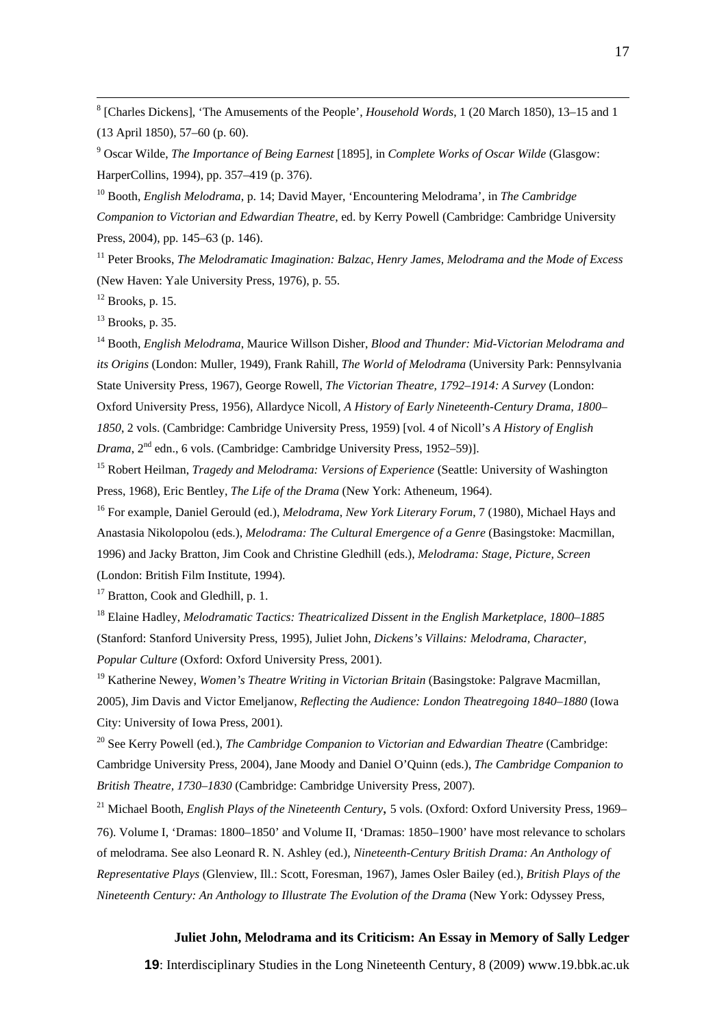[8] [Charles Dickens], 'The Amusements of the People', *Household Words*, 1 (20 March 1850), 13–15 and 1 (13 April 1850), 57–60 (p. 60).

[9] Oscar Wilde, *The Importance of Being Earnest* [1895], in *Complete Works of Oscar Wilde* (Glasgow: HarperCollins, 1994), pp. 357–419 (p. 376).

[10] Booth, *English Melodrama*, p. 14; David Mayer, 'Encountering Melodrama', in *The Cambridge Companion to Victorian and Edwardian Theatre*, ed. by Kerry Powell (Cambridge: Cambridge University Press, 2004), pp. 145–63 (p. 146).

[11] Peter Brooks, *The Melodramatic Imagination: Balzac, Henry James, Melodrama and the Mode of Excess* (New Haven: Yale University Press, 1976), p. 55.

[12] Brooks, p. 15.

[13] Brooks, p. 35.

[14] Booth, *English Melodrama*, Maurice Willson Disher, *Blood and Thunder: Mid-Victorian Melodrama and its Origins* (London: Muller, 1949), Frank Rahill, *The World of Melodrama* (University Park: Pennsylvania State University Press, 1967), George Rowell, *The Victorian Theatre, 1792–1914: A Survey* (London: Oxford University Press, 1956), Allardyce Nicoll, *A History of Early Nineteenth-Century Drama, 1800–1850*, 2 vols. (Cambridge: Cambridge University Press, 1959) [vol. 4 of Nicoll's *A History of English Drama*, 2nd edn., 6 vols. (Cambridge: Cambridge University Press, 1952–59)].

[15] Robert Heilman, *Tragedy and Melodrama: Versions of Experience* (Seattle: University of Washington Press, 1968), Eric Bentley, *The Life of the Drama* (New York: Atheneum, 1964).

[16] For example, Daniel Gerould (ed.), *Melodrama, New York Literary Forum*, 7 (1980), Michael Hays and Anastasia Nikolopolou (eds.), *Melodrama: The Cultural Emergence of a Genre* (Basingstoke: Macmillan, 1996) and Jacky Bratton, Jim Cook and Christine Gledhill (eds.), *Melodrama: Stage, Picture, Screen* (London: British Film Institute, 1994).

[17] Bratton, Cook and Gledhill, p. 1.

[18] Elaine Hadley, *Melodramatic Tactics: Theatricalized Dissent in the English Marketplace, 1800–1885* (Stanford: Stanford University Press, 1995), Juliet John, *Dickens's Villains: Melodrama, Character, Popular Culture* (Oxford: Oxford University Press, 2001).

[19] Katherine Newey, *Women's Theatre Writing in Victorian Britain* (Basingstoke: Palgrave Macmillan, 2005), Jim Davis and Victor Emeljanow, *Reflecting the Audience: London Theatregoing 1840–1880* (Iowa City: University of Iowa Press, 2001).

[20] See Kerry Powell (ed.), *The Cambridge Companion to Victorian and Edwardian Theatre* (Cambridge: Cambridge University Press, 2004), Jane Moody and Daniel O'Quinn (eds.), *The Cambridge Companion to British Theatre, 1730–1830* (Cambridge: Cambridge University Press, 2007).

[21] Michael Booth, *English Plays of the Nineteenth Century*, 5 vols. (Oxford: Oxford University Press, 1969–76). Volume I, 'Dramas: 1800–1850' and Volume II, 'Dramas: 1850–1900' have most relevance to scholars of melodrama. See also Leonard R. N. Ashley (ed.), *Nineteenth-Century British Drama: An Anthology of Representative Plays* (Glenview, Ill.: Scott, Foresman, 1967), James Osler Bailey (ed.), *British Plays of the Nineteenth Century: An Anthology to Illustrate The Evolution of the Drama* (New York: Odyssey Press,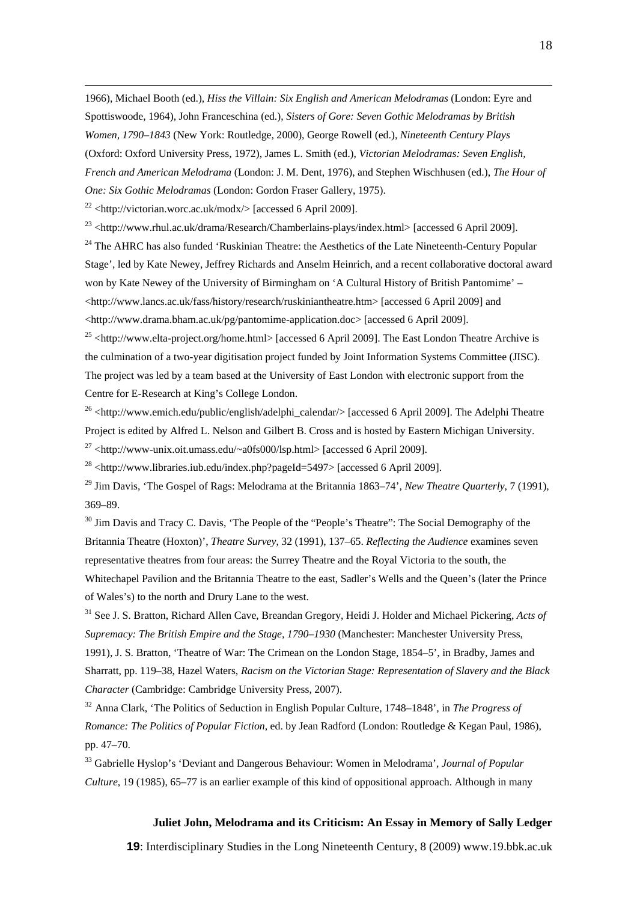1966), Michael Booth (ed.), *Hiss the Villain: Six English and American Melodramas* (London: Eyre and Spottiswoode, 1964), John Franceschina (ed.), *Sisters of Gore: Seven Gothic Melodramas by British Women, 1790–1843* (New York: Routledge, 2000), George Rowell (ed.), *Nineteenth Century Plays* (Oxford: Oxford University Press, 1972), James L. Smith (ed.), *Victorian Melodramas: Seven English, French and American Melodrama* (London: J. M. Dent, 1976), and Stephen Wischhusen (ed.), *The Hour of One: Six Gothic Melodramas* (London: Gordon Fraser Gallery, 1975).

[22] <http://victorian.worc.ac.uk/modx/> [accessed 6 April 2009].

[23] <http://www.rhul.ac.uk/drama/Research/Chamberlains-plays/index.html> [accessed 6 April 2009].

[24] The AHRC has also funded 'Ruskinian Theatre: the Aesthetics of the Late Nineteenth-Century Popular Stage', led by Kate Newey, Jeffrey Richards and Anselm Heinrich, and a recent collaborative doctoral award won by Kate Newey of the University of Birmingham on 'A Cultural History of British Pantomime' – <http://www.lancs.ac.uk/fass/history/research/ruskiniantheatre.htm> [accessed 6 April 2009] and <http://www.drama.bham.ac.uk/pg/pantomime-application.doc> [accessed 6 April 2009].

[25] <http://www.elta-project.org/home.html> [accessed 6 April 2009]. The East London Theatre Archive is the culmination of a two-year digitisation project funded by Joint Information Systems Committee (JISC). The project was led by a team based at the University of East London with electronic support from the Centre for E-Research at King's College London.

[26] <http://www.emich.edu/public/english/adelphi_calendar/> [accessed 6 April 2009]. The Adelphi Theatre Project is edited by Alfred L. Nelson and Gilbert B. Cross and is hosted by Eastern Michigan University.

[27] <http://www-unix.oit.umass.edu/~a0fs000/lsp.html> [accessed 6 April 2009].

[28] <http://www.libraries.iub.edu/index.php?pageId=5497> [accessed 6 April 2009].

[29] Jim Davis, 'The Gospel of Rags: Melodrama at the Britannia 1863–74', *New Theatre Quarterly*, 7 (1991), 369–89.

[30] Jim Davis and Tracy C. Davis, 'The People of the "People's Theatre": The Social Demography of the Britannia Theatre (Hoxton)', *Theatre Survey*, 32 (1991), 137–65. *Reflecting the Audience* examines seven representative theatres from four areas: the Surrey Theatre and the Royal Victoria to the south, the Whitechapel Pavilion and the Britannia Theatre to the east, Sadler's Wells and the Queen's (later the Prince of Wales's) to the north and Drury Lane to the west.

[31] See J. S. Bratton, Richard Allen Cave, Breandan Gregory, Heidi J. Holder and Michael Pickering, *Acts of Supremacy: The British Empire and the Stage, 1790–1930* (Manchester: Manchester University Press, 1991), J. S. Bratton, 'Theatre of War: The Crimean on the London Stage, 1854–5', in Bradby, James and Sharratt, pp. 119–38, Hazel Waters, *Racism on the Victorian Stage: Representation of Slavery and the Black Character* (Cambridge: Cambridge University Press, 2007).

[32] Anna Clark, 'The Politics of Seduction in English Popular Culture, 1748–1848', in *The Progress of Romance: The Politics of Popular Fiction*, ed. by Jean Radford (London: Routledge & Kegan Paul, 1986), pp. 47–70.

[33] Gabrielle Hyslop's 'Deviant and Dangerous Behaviour: Women in Melodrama', *Journal of Popular Culture*, 19 (1985), 65–77 is an earlier example of this kind of oppositional approach. Although in many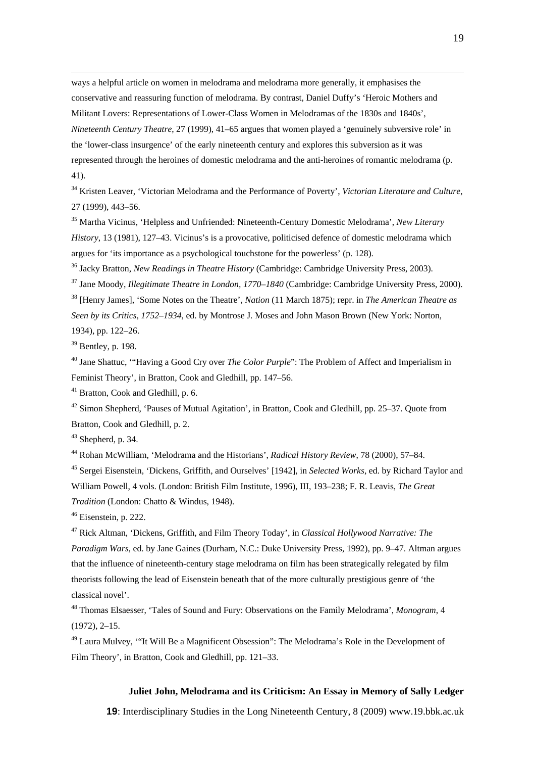ways a helpful article on women in melodrama and melodrama more generally, it emphasises the conservative and reassuring function of melodrama. By contrast, Daniel Duffy's 'Heroic Mothers and Militant Lovers: Representations of Lower-Class Women in Melodramas of the 1830s and 1840s', *Nineteenth Century Theatre*, 27 (1999), 41–65 argues that women played a 'genuinely subversive role' in the 'lower-class insurgence' of the early nineteenth century and explores this subversion as it was represented through the heroines of domestic melodrama and the anti-heroines of romantic melodrama (p. 41).

[34] Kristen Leaver, 'Victorian Melodrama and the Performance of Poverty', *Victorian Literature and Culture*, 27 (1999), 443–56.

[35] Martha Vicinus, 'Helpless and Unfriended: Nineteenth-Century Domestic Melodrama', *New Literary History*, 13 (1981), 127–43. Vicinus's is a provocative, politicised defence of domestic melodrama which argues for 'its importance as a psychological touchstone for the powerless' (p. 128).

[36] Jacky Bratton, *New Readings in Theatre History* (Cambridge: Cambridge University Press, 2003).

[37] Jane Moody, *Illegitimate Theatre in London, 1770–1840* (Cambridge: Cambridge University Press, 2000).

[38] [Henry James], 'Some Notes on the Theatre', *Nation* (11 March 1875); repr. in *The American Theatre as Seen by its Critics, 1752–1934*, ed. by Montrose J. Moses and John Mason Brown (New York: Norton, 1934), pp. 122–26.

[39] Bentley, p. 198.

[40] Jane Shattuc, '"Having a Good Cry over *The Color Purple*": The Problem of Affect and Imperialism in Feminist Theory', in Bratton, Cook and Gledhill, pp. 147–56.

[41] Bratton, Cook and Gledhill, p. 6.

[42] Simon Shepherd, 'Pauses of Mutual Agitation', in Bratton, Cook and Gledhill, pp. 25–37. Quote from Bratton, Cook and Gledhill, p. 2.

[43] Shepherd, p. 34.

[44] Rohan McWilliam, 'Melodrama and the Historians', *Radical History Review*, 78 (2000), 57–84.

[45] Sergei Eisenstein, 'Dickens, Griffith, and Ourselves' [1942], in *Selected Works*, ed. by Richard Taylor and William Powell, 4 vols. (London: British Film Institute, 1996), III, 193–238; F. R. Leavis, *The Great Tradition* (London: Chatto & Windus, 1948).

[46] Eisenstein, p. 222.

[47] Rick Altman, 'Dickens, Griffith, and Film Theory Today', in *Classical Hollywood Narrative: The Paradigm Wars*, ed. by Jane Gaines (Durham, N.C.: Duke University Press, 1992), pp. 9–47. Altman argues that the influence of nineteenth-century stage melodrama on film has been strategically relegated by film theorists following the lead of Eisenstein beneath that of the more culturally prestigious genre of 'the classical novel'.

[48] Thomas Elsaesser, 'Tales of Sound and Fury: Observations on the Family Melodrama', *Monogram*, 4 (1972), 2–15.

[49] Laura Mulvey, '"It Will Be a Magnificent Obsession": The Melodrama's Role in the Development of Film Theory', in Bratton, Cook and Gledhill, pp. 121–33.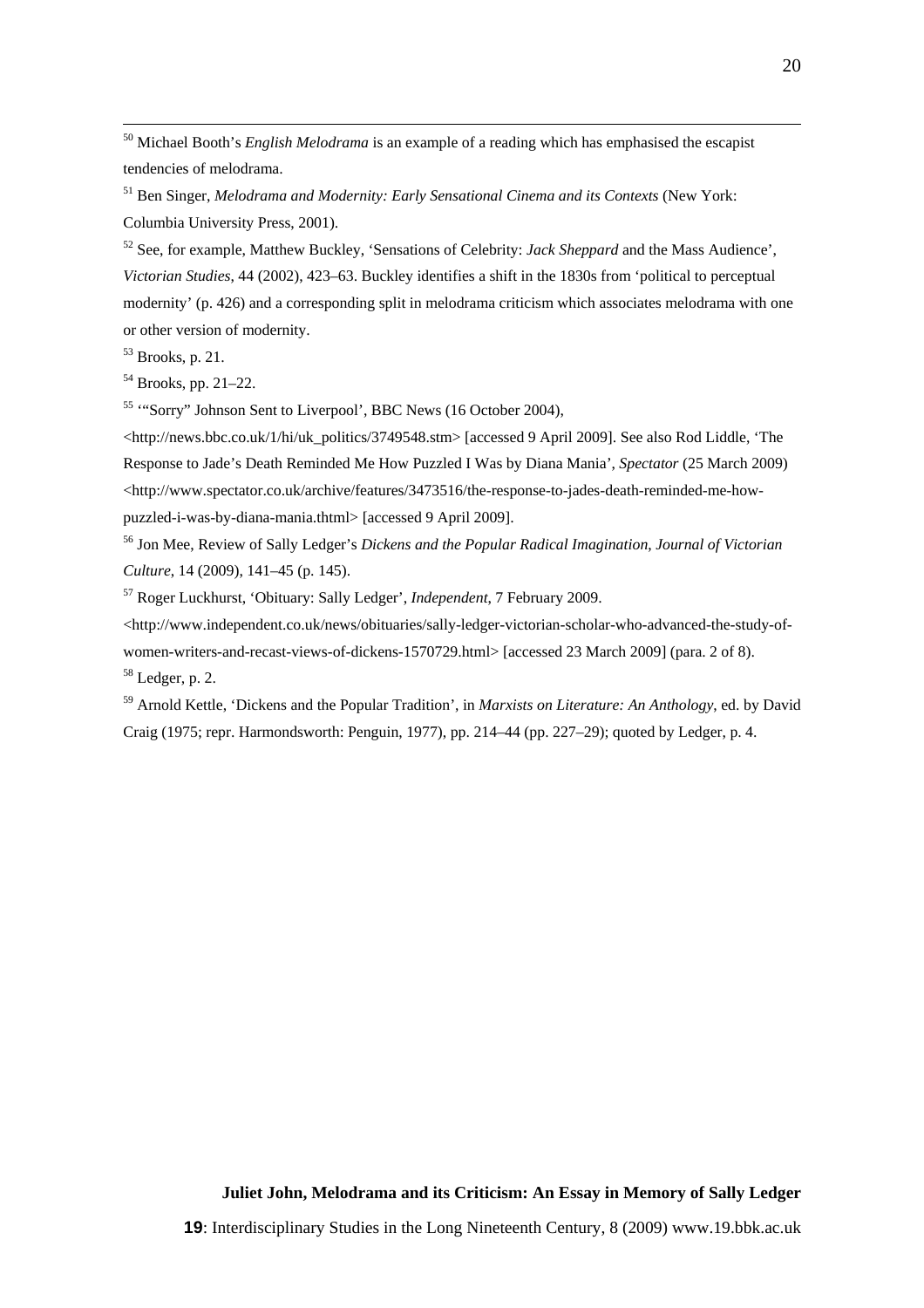[50] Michael Booth's *English Melodrama* is an example of a reading which has emphasised the escapist tendencies of melodrama.

[51] Ben Singer, *Melodrama and Modernity: Early Sensational Cinema and its Contexts* (New York: Columbia University Press, 2001).

[52] See, for example, Matthew Buckley, 'Sensations of Celebrity: *Jack Sheppard* and the Mass Audience', *Victorian Studies*, 44 (2002), 423–63. Buckley identifies a shift in the 1830s from 'political to perceptual modernity' (p. 426) and a corresponding split in melodrama criticism which associates melodrama with one or other version of modernity.

[53] Brooks, p. 21.

[54] Brooks, pp. 21–22.

[55] '"Sorry" Johnson Sent to Liverpool', BBC News (16 October 2004), <http://news.bbc.co.uk/1/hi/uk_politics/3749548.stm> [accessed 9 April 2009]. See also Rod Liddle, 'The Response to Jade's Death Reminded Me How Puzzled I Was by Diana Mania', *Spectator* (25 March 2009) <http://www.spectator.co.uk/archive/features/3473516/the-response-to-jades-death-reminded-me-how-puzzled-i-was-by-diana-mania.thtml> [accessed 9 April 2009].

[56] Jon Mee, Review of Sally Ledger's *Dickens and the Popular Radical Imagination*, *Journal of Victorian Culture*, 14 (2009), 141–45 (p. 145).

[57] Roger Luckhurst, 'Obituary: Sally Ledger', *Independent*, 7 February 2009. <http://www.independent.co.uk/news/obituaries/sally-ledger-victorian-scholar-who-advanced-the-study-of-women-writers-and-recast-views-of-dickens-1570729.html> [accessed 23 March 2009] (para. 2 of 8).

[58] Ledger, p. 2.

[59] Arnold Kettle, 'Dickens and the Popular Tradition', in *Marxists on Literature: An Anthology*, ed. by David Craig (1975; repr. Harmondsworth: Penguin, 1977), pp. 214–44 (pp. 227–29); quoted by Ledger, p. 4.